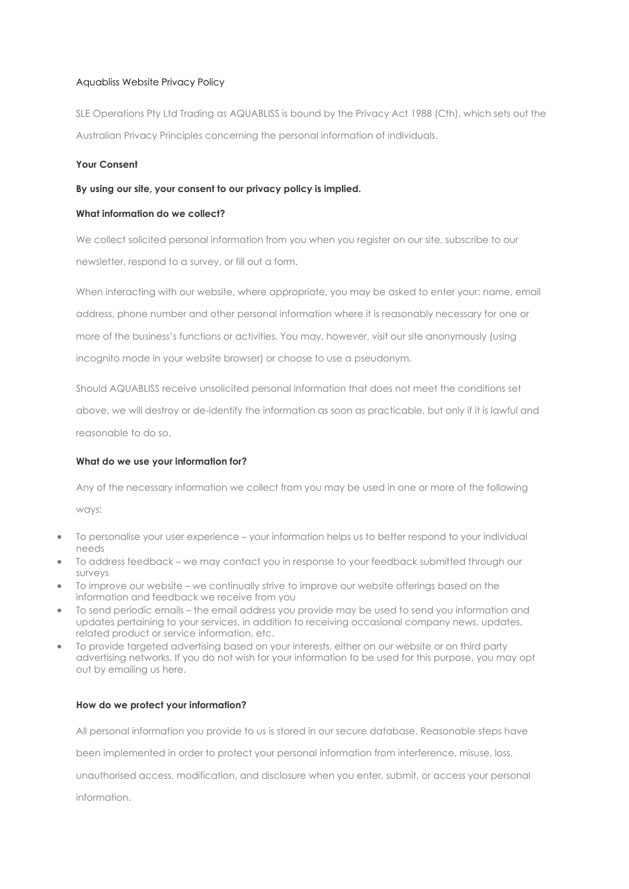# Aquabliss Website Privacy Policy

SLE Operations Pty Ltd Trading as AQUABLISS is bound by the Privacy Act 1988 (Cth), which sets out the Australian Privacy Principles concerning the personal information of individuals.

**Your Consent**

**By using our site, your consent to our privacy policy is implied.**

**What information do we collect?**

We collect solicited personal information from you when you register on our site, subscribe to our newsletter, respond to a survey, or fill out a form.

When interacting with our website, where appropriate, you may be asked to enter your: name, email address, phone number and other personal information where it is reasonably necessary for one or more of the business's functions or activities. You may, however, visit our site anonymously (using incognito mode in your website browser) or choose to use a pseudonym.

Should AQUABLISS receive unsolicited personal information that does not meet the conditions set above, we will destroy or de-identify the information as soon as practicable, but only if it is lawful and reasonable to do so.

**What do we use your information for?**

Any of the necessary information we collect from you may be used in one or more of the following ways:

- To personalise your user experience – your information helps us to better respond to your individual needs
- To address feedback – we may contact you in response to your feedback submitted through our surveys
- To improve our website – we continually strive to improve our website offerings based on the information and feedback we receive from you
- To send periodic emails – the email address you provide may be used to send you information and updates pertaining to your services, in addition to receiving occasional company news, updates, related product or service information, etc.
- To provide targeted advertising based on your interests, either on our website or on third party advertising networks. If you do not wish for your information to be used for this purpose, you may opt out by emailing us here.

**How do we protect your information?**

All personal information you provide to us is stored in our secure database. Reasonable steps have been implemented in order to protect your personal information from interference, misuse, loss, unauthorised access, modification, and disclosure when you enter, submit, or access your personal information.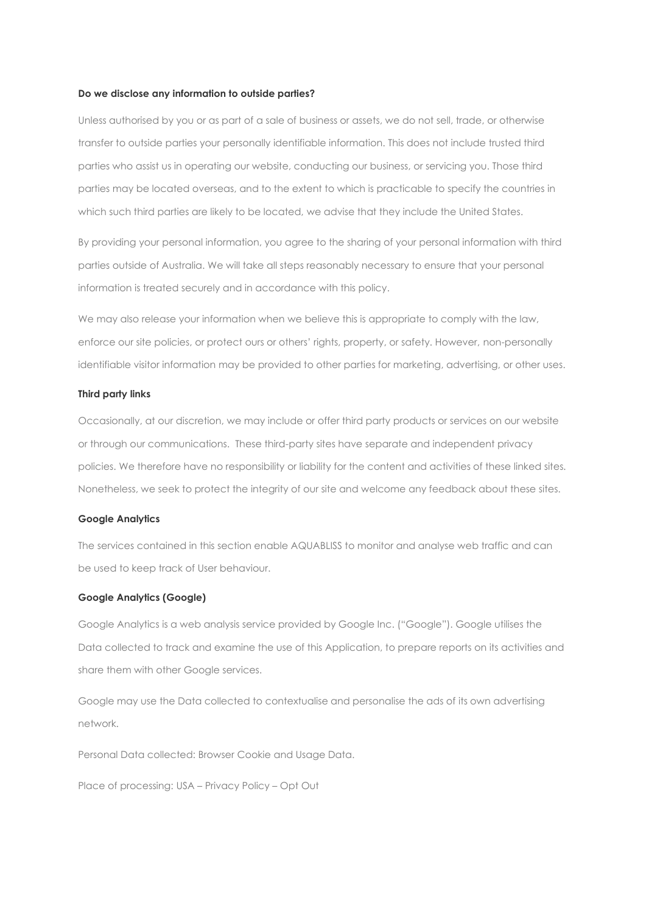**Do we disclose any information to outside parties?**

Unless authorised by you or as part of a sale of business or assets, we do not sell, trade, or otherwise transfer to outside parties your personally identifiable information. This does not include trusted third parties who assist us in operating our website, conducting our business, or servicing you. Those third parties may be located overseas, and to the extent to which is practicable to specify the countries in which such third parties are likely to be located, we advise that they include the United States.

By providing your personal information, you agree to the sharing of your personal information with third parties outside of Australia. We will take all steps reasonably necessary to ensure that your personal information is treated securely and in accordance with this policy.

We may also release your information when we believe this is appropriate to comply with the law, enforce our site policies, or protect ours or others' rights, property, or safety. However, non-personally identifiable visitor information may be provided to other parties for marketing, advertising, or other uses.

**Third party links**

Occasionally, at our discretion, we may include or offer third party products or services on our website or through our communications. These third-party sites have separate and independent privacy policies. We therefore have no responsibility or liability for the content and activities of these linked sites. Nonetheless, we seek to protect the integrity of our site and welcome any feedback about these sites.

**Google Analytics**

The services contained in this section enable AQUABLISS to monitor and analyse web traffic and can be used to keep track of User behaviour.

**Google Analytics (Google)**

Google Analytics is a web analysis service provided by Google Inc. ("Google"). Google utilises the Data collected to track and examine the use of this Application, to prepare reports on its activities and share them with other Google services.

Google may use the Data collected to contextualise and personalise the ads of its own advertising network.

Personal Data collected: Browser Cookie and Usage Data.

Place of processing: USA – Privacy Policy – Opt Out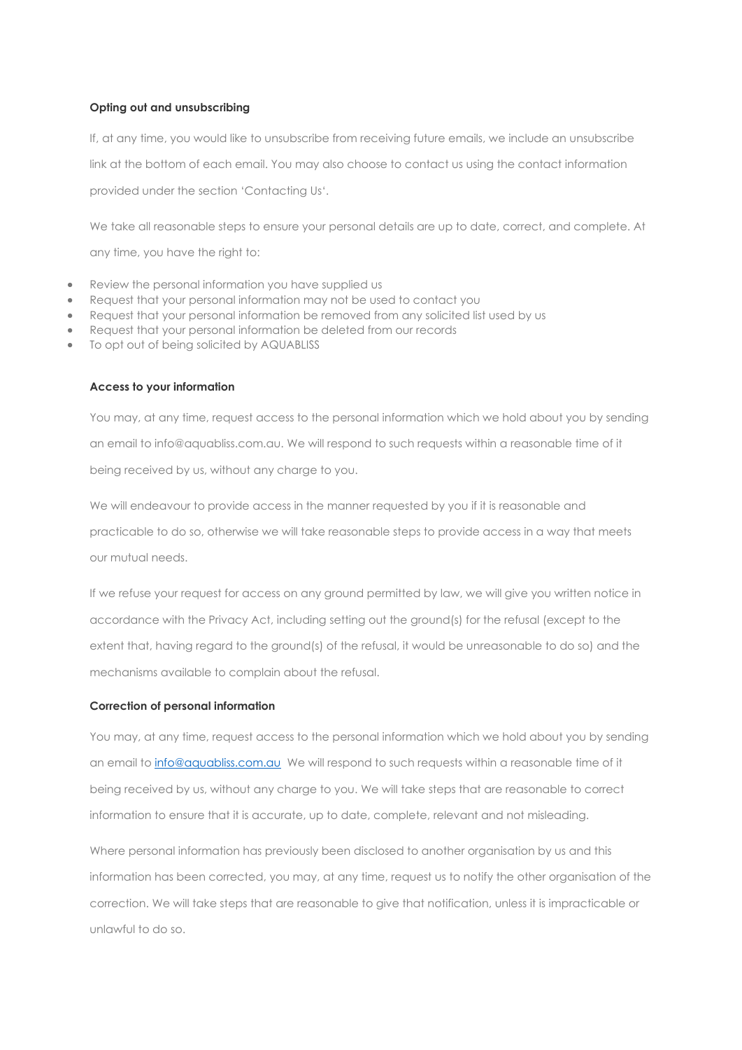**Opting out and unsubscribing**

If, at any time, you would like to unsubscribe from receiving future emails, we include an unsubscribe link at the bottom of each email. You may also choose to contact us using the contact information provided under the section 'Contacting Us'.

We take all reasonable steps to ensure your personal details are up to date, correct, and complete. At any time, you have the right to:

- Review the personal information you have supplied us
- Request that your personal information may not be used to contact you
- Request that your personal information be removed from any solicited list used by us
- Request that your personal information be deleted from our records
- To opt out of being solicited by AQUABLISS

**Access to your information**

You may, at any time, request access to the personal information which we hold about you by sending an email to info@aquabliss.com.au. We will respond to such requests within a reasonable time of it being received by us, without any charge to you.

We will endeavour to provide access in the manner requested by you if it is reasonable and practicable to do so, otherwise we will take reasonable steps to provide access in a way that meets our mutual needs.

If we refuse your request for access on any ground permitted by law, we will give you written notice in accordance with the Privacy Act, including setting out the ground(s) for the refusal (except to the extent that, having regard to the ground(s) of the refusal, it would be unreasonable to do so) and the mechanisms available to complain about the refusal.

**Correction of personal information**

You may, at any time, request access to the personal information which we hold about you by sending an email to [info@aquabliss.com.au](mailto:info@aquabliss.com.au) We will respond to such requests within a reasonable time of it being received by us, without any charge to you. We will take steps that are reasonable to correct information to ensure that it is accurate, up to date, complete, relevant and not misleading.

Where personal information has previously been disclosed to another organisation by us and this information has been corrected, you may, at any time, request us to notify the other organisation of the correction. We will take steps that are reasonable to give that notification, unless it is impracticable or unlawful to do so.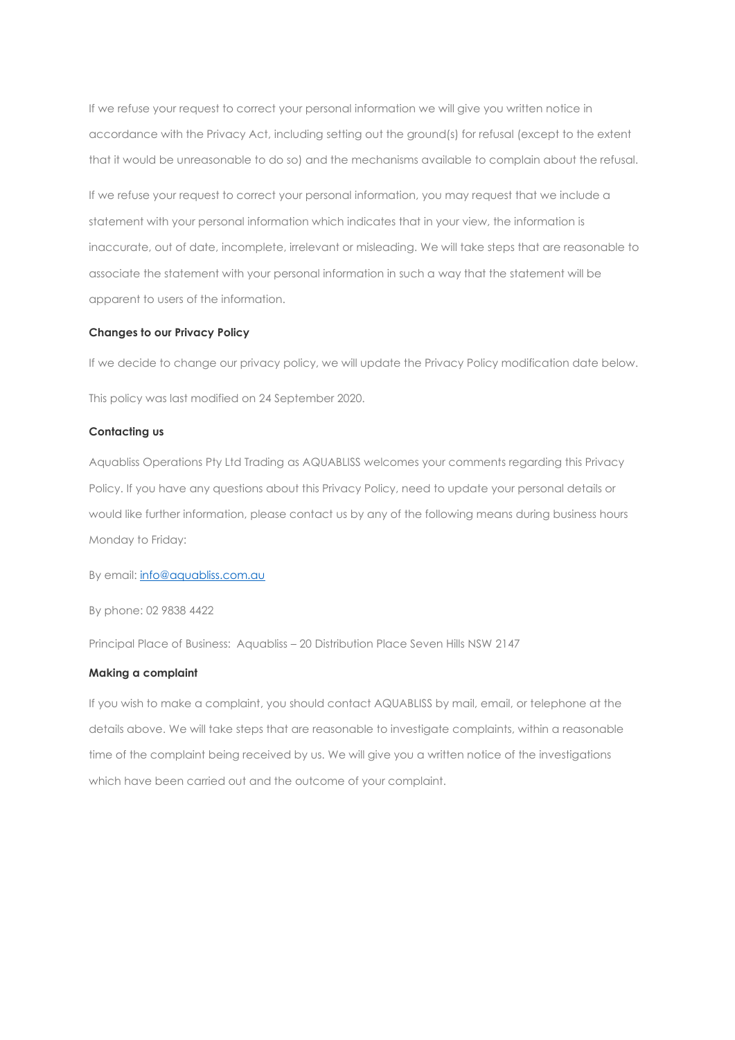If we refuse your request to correct your personal information we will give you written notice in accordance with the Privacy Act, including setting out the ground(s) for refusal (except to the extent that it would be unreasonable to do so) and the mechanisms available to complain about the refusal.

If we refuse your request to correct your personal information, you may request that we include a statement with your personal information which indicates that in your view, the information is inaccurate, out of date, incomplete, irrelevant or misleading. We will take steps that are reasonable to associate the statement with your personal information in such a way that the statement will be apparent to users of the information.

**Changes to our Privacy Policy**

If we decide to change our privacy policy, we will update the Privacy Policy modification date below.

This policy was last modified on 24 September 2020.

**Contacting us**

Aquabliss Operations Pty Ltd Trading as AQUABLISS welcomes your comments regarding this Privacy Policy. If you have any questions about this Privacy Policy, need to update your personal details or would like further information, please contact us by any of the following means during business hours Monday to Friday:

By email: info@aquabliss.com.au

By phone: 02 9838 4422

Principal Place of Business: Aquabliss – 20 Distribution Place Seven Hills NSW 2147

**Making a complaint**

If you wish to make a complaint, you should contact AQUABLISS by mail, email, or telephone at the details above. We will take steps that are reasonable to investigate complaints, within a reasonable time of the complaint being received by us. We will give you a written notice of the investigations which have been carried out and the outcome of your complaint.